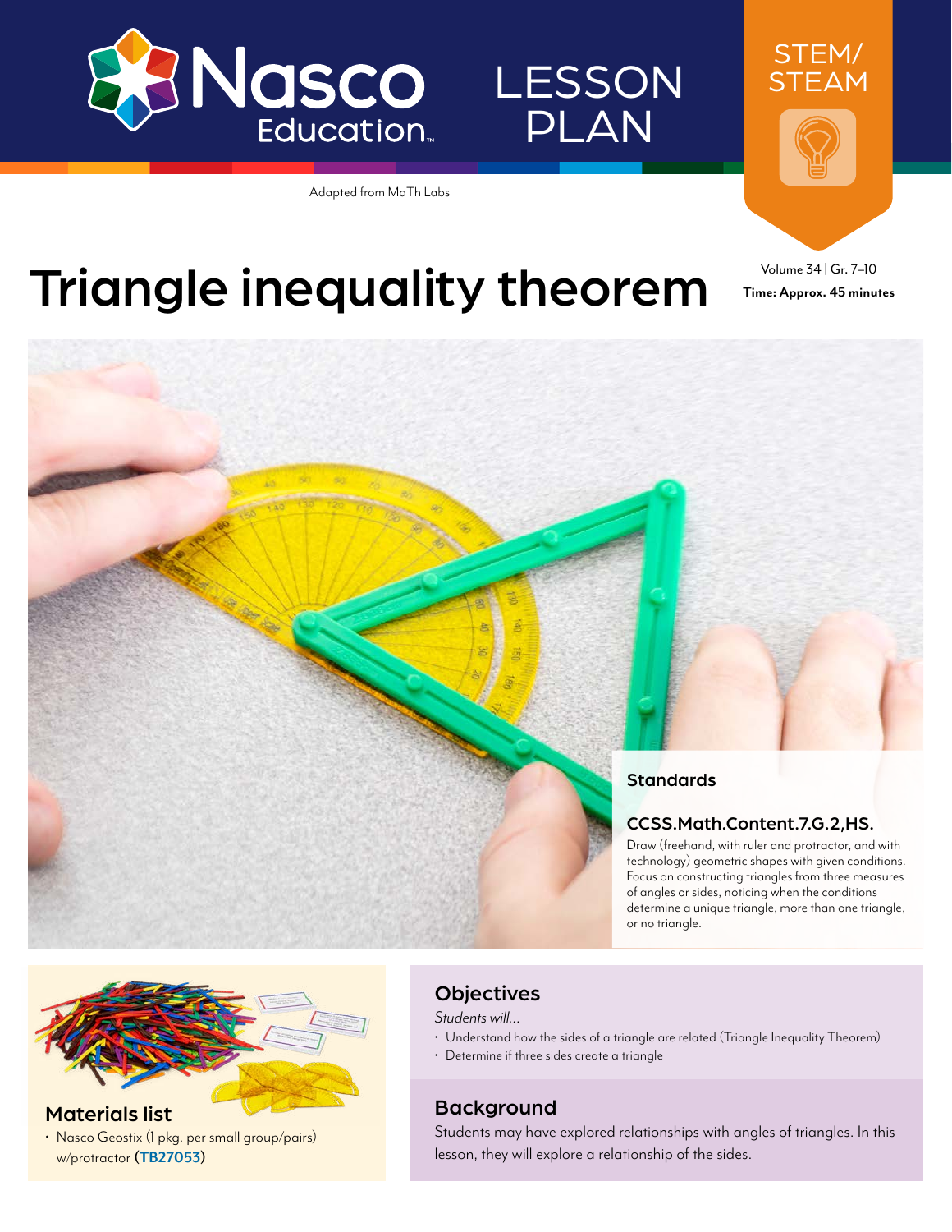Nasco Education

LESSON PLAN

STEM/STEAM

Adapted from MaTh Labs

# Triangle inequality theorem

Volume 34 | Gr. 7–10

**Time: Approx. 45 minutes**

## Standards

### CCSS.Math.Content.7.G.2,HS.

Draw (freehand, with ruler and protractor, and with technology) geometric shapes with given conditions. Focus on constructing triangles from three measures of angles or sides, noticing when the conditions determine a unique triangle, more than one triangle, or no triangle.

## Materials list

- Nasco Geostix (1 pkg. per small group/pairs) w/protractor **(TB27053)**

## Objectives

*Students will...*

- Understand how the sides of a triangle are related (Triangle Inequality Theorem)
- Determine if three sides create a triangle

## Background

Students may have explored relationships with angles of triangles. In this lesson, they will explore a relationship of the sides.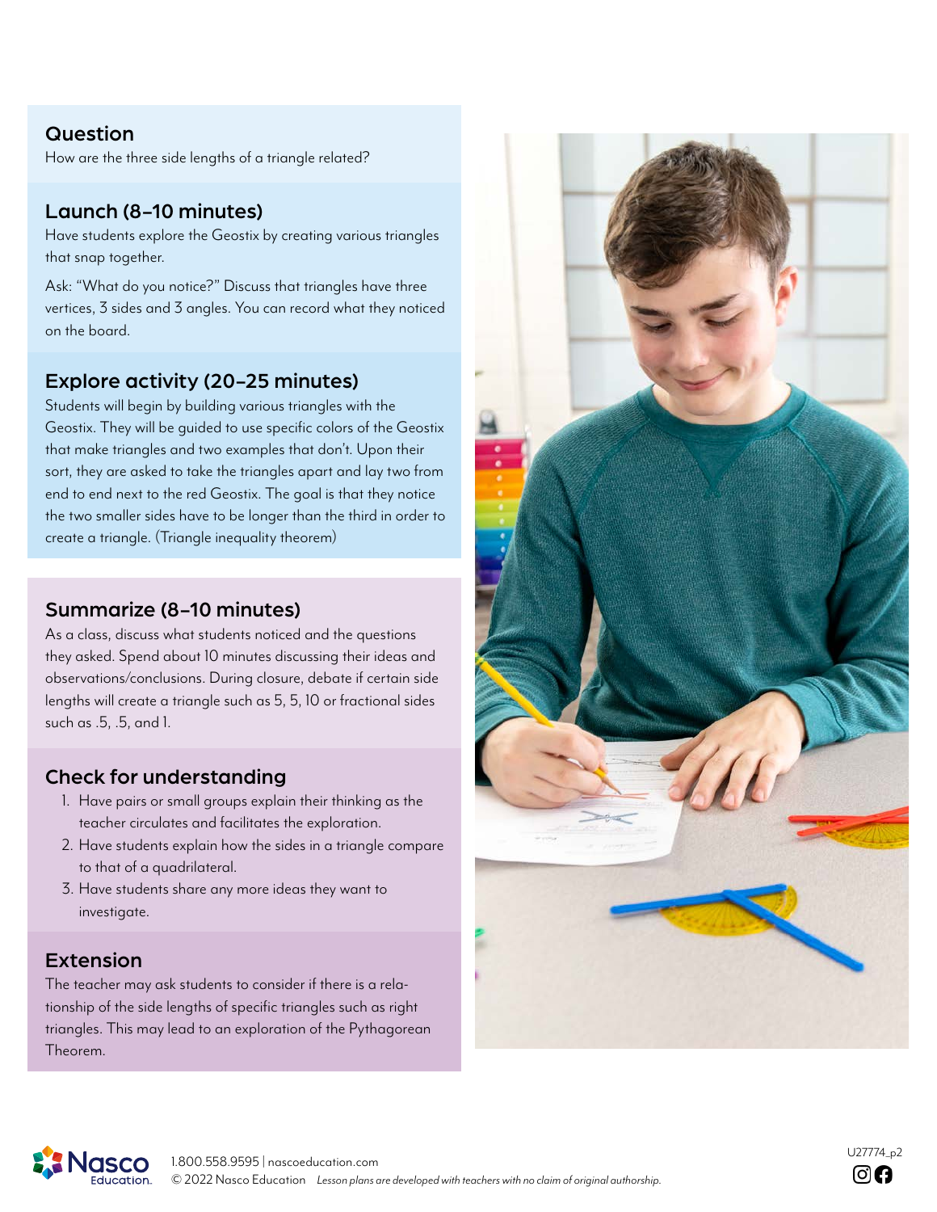## Question

How are the three side lengths of a triangle related?

## Launch (8–10 minutes)

Have students explore the Geostix by creating various triangles that snap together.

Ask: "What do you notice?" Discuss that triangles have three vertices, 3 sides and 3 angles. You can record what they noticed on the board.

## Explore activity (20–25 minutes)

Students will begin by building various triangles with the Geostix. They will be guided to use specific colors of the Geostix that make triangles and two examples that don't. Upon their sort, they are asked to take the triangles apart and lay two from end to end next to the red Geostix. The goal is that they notice the two smaller sides have to be longer than the third in order to create a triangle. (Triangle inequality theorem)

## Summarize (8–10 minutes)

As a class, discuss what students noticed and the questions they asked. Spend about 10 minutes discussing their ideas and observations/conclusions. During closure, debate if certain side lengths will create a triangle such as 5, 5, 10 or fractional sides such as .5, .5, and 1.

## Check for understanding

1. Have pairs or small groups explain their thinking as the teacher circulates and facilitates the exploration.
2. Have students explain how the sides in a triangle compare to that of a quadrilateral.
3. Have students share any more ideas they want to investigate.

## Extension

The teacher may ask students to consider if there is a relationship of the side lengths of specific triangles such as right triangles. This may lead to an exploration of the Pythagorean Theorem.

1.800.558.9595 | nascoeducation.com
© 2022 Nasco Education *Lesson plans are developed with teachers with no claim of original authorship.*

U27774_p2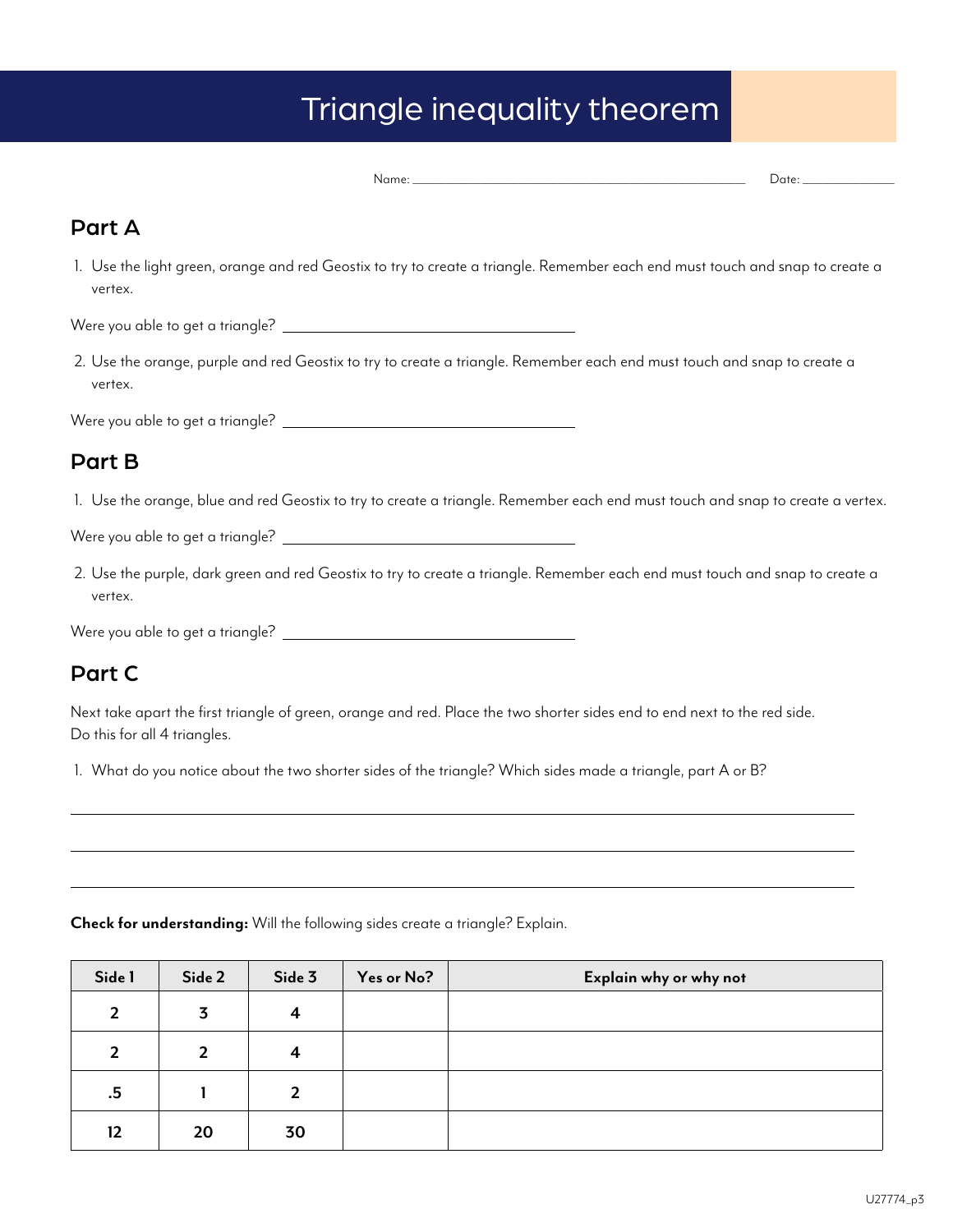// Triangle inequality theorem

Name: ______________________________ Date: ____________

## Part A

1. Use the light green, orange and red Geostix to try to create a triangle. Remember each end must touch and snap to create a vertex.

Were you able to get a triangle? ____________________

2. Use the orange, purple and red Geostix to try to create a triangle. Remember each end must touch and snap to create a vertex.

Were you able to get a triangle? ____________________

## Part B

1. Use the orange, blue and red Geostix to try to create a triangle. Remember each end must touch and snap to create a vertex.

Were you able to get a triangle? ____________________

2. Use the purple, dark green and red Geostix to try to create a triangle. Remember each end must touch and snap to create a vertex.

Were you able to get a triangle? ____________________

## Part C

Next take apart the first triangle of green, orange and red. Place the two shorter sides end to end next to the red side. Do this for all 4 triangles.

1. What do you notice about the two shorter sides of the triangle? Which sides made a triangle, part A or B?

______________________________________________________________

______________________________________________________________

______________________________________________________________

**Check for understanding:** Will the following sides create a triangle? Explain.

| Side 1 | Side 2 | Side 3 | Yes or No? | Explain why or why not |
|---|---|---|---|---|
| 2 | 3 | 4 | | |
| 2 | 2 | 4 | | |
| .5 | 1 | 2 | | |
| 12 | 20 | 30 | | |